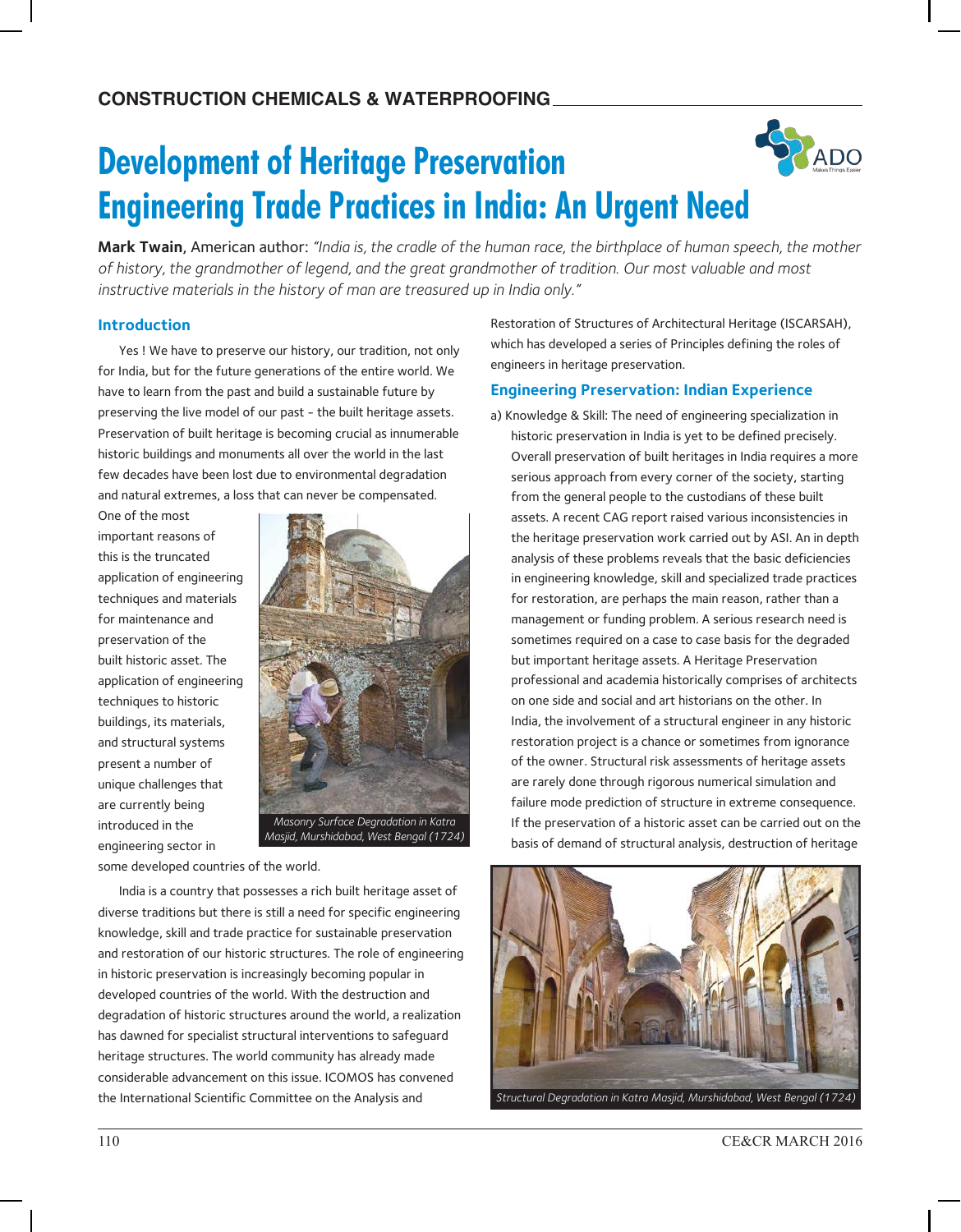# Development of Heritage Preservation Engineering Trade Practices in India: An Urgent Need

**Mark Twain**, American author: *"India is, the cradle of the human race, the birthplace of human speech, the mother of history, the grandmother of legend, and the great grandmother of tradition. Our most valuable and most instructive materials in the history of man are treasured up in India only."*

## Introduction

Yes ! We have to preserve our history, our tradition, not only for India, but for the future generations of the entire world. We have to learn from the past and build a sustainable future by preserving the live model of our past - the built heritage assets. Preservation of built heritage is becoming crucial as innumerable historic buildings and monuments all over the world in the last few decades have been lost due to environmental degradation and natural extremes, a loss that can never be compensated. One of the most important reasons of this is the truncated application of engineering techniques and materials for maintenance and preservation of the built historic asset. The application of engineering techniques to historic buildings, its materials, and structural systems present a number of unique challenges that are currently being introduced in the engineering sector in some developed countries of the world.

*Masonry Surface Degradation in Katra Masjid, Murshidabad, West Bengal (1724)*

India is a country that possesses a rich built heritage asset of diverse traditions but there is still a need for specific engineering knowledge, skill and trade practice for sustainable preservation and restoration of our historic structures. The role of engineering in historic preservation is increasingly becoming popular in developed countries of the world. With the destruction and degradation of historic structures around the world, a realization has dawned for specialist structural interventions to safeguard heritage structures. The world community has already made considerable advancement on this issue. ICOMOS has convened the International Scientific Committee on the Analysis and Restoration of Structures of Architectural Heritage (ISCARSAH), which has developed a series of Principles defining the roles of engineers in heritage preservation.

## Engineering Preservation: Indian Experience

a) Knowledge & Skill: The need of engineering specialization in historic preservation in India is yet to be defined precisely. Overall preservation of built heritages in India requires a more serious approach from every corner of the society, starting from the general people to the custodians of these built assets. A recent CAG report raised various inconsistencies in the heritage preservation work carried out by ASI. An in depth analysis of these problems reveals that the basic deficiencies in engineering knowledge, skill and specialized trade practices for restoration, are perhaps the main reason, rather than a management or funding problem. A serious research need is sometimes required on a case to case basis for the degraded but important heritage assets. A Heritage Preservation professional and academia historically comprises of architects on one side and social and art historians on the other. In India, the involvement of a structural engineer in any historic restoration project is a chance or sometimes from ignorance of the owner. Structural risk assessments of heritage assets are rarely done through rigorous numerical simulation and failure mode prediction of structure in extreme consequence. If the preservation of a historic asset can be carried out on the basis of demand of structural analysis, destruction of heritage

*Structural Degradation in Katra Masjid, Murshidabad, West Bengal (1724)*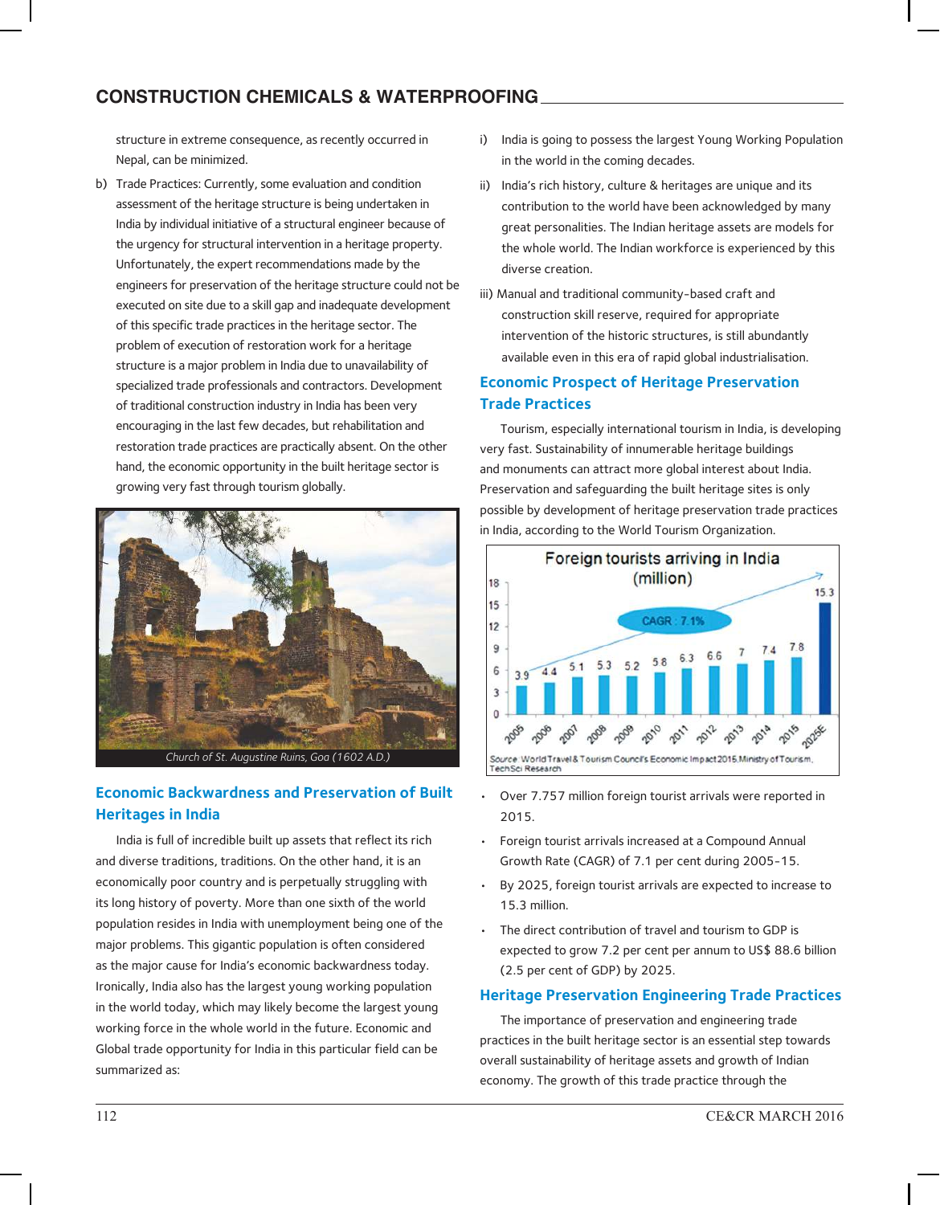structure in extreme consequence, as recently occurred in Nepal, can be minimized.

b) Trade Practices: Currently, some evaluation and condition assessment of the heritage structure is being undertaken in India by individual initiative of a structural engineer because of the urgency for structural intervention in a heritage property. Unfortunately, the expert recommendations made by the engineers for preservation of the heritage structure could not be executed on site due to a skill gap and inadequate development of this specific trade practices in the heritage sector. The problem of execution of restoration work for a heritage structure is a major problem in India due to unavailability of specialized trade professionals and contractors. Development of traditional construction industry in India has been very encouraging in the last few decades, but rehabilitation and restoration trade practices are practically absent. On the other hand, the economic opportunity in the built heritage sector is growing very fast through tourism globally.

*Church of St. Augustine Ruins, Goa (1602 A.D.)*

## Economic Backwardness and Preservation of Built Heritages in India

India is full of incredible built up assets that reflect its rich and diverse traditions, traditions. On the other hand, it is an economically poor country and is perpetually struggling with its long history of poverty. More than one sixth of the world population resides in India with unemployment being one of the major problems. This gigantic population is often considered as the major cause for India's economic backwardness today. Ironically, India also has the largest young working population in the world today, which may likely become the largest young working force in the whole world in the future. Economic and Global trade opportunity for India in this particular field can be summarized as:

i) India is going to possess the largest Young Working Population in the world in the coming decades.

ii) India's rich history, culture & heritages are unique and its contribution to the world have been acknowledged by many great personalities. The Indian heritage assets are models for the whole world. The Indian workforce is experienced by this diverse creation.

iii) Manual and traditional community-based craft and construction skill reserve, required for appropriate intervention of the historic structures, is still abundantly available even in this era of rapid global industrialisation.

## Economic Prospect of Heritage Preservation Trade Practices

Tourism, especially international tourism in India, is developing very fast. Sustainability of innumerable heritage buildings and monuments can attract more global interest about India. Preservation and safeguarding the built heritage sites is only possible by development of heritage preservation trade practices in India, according to the World Tourism Organization.

**Foreign tourists arriving in India (million)**

| Year | 2005 | 2006 | 2007 | 2008 | 2009 | 2010 | 2011 | 2012 | 2013 | 2014 | 2015 | 2025E |
|---|---|---|---|---|---|---|---|---|---|---|---|---|
| Arrivals (million) | 3.9 | 4.4 | 5.1 | 5.3 | 5.2 | 5.8 | 6.3 | 6.6 | 7 | 7.4 | 7.8 | 15.3 |

CAGR : 7.1%

Source: World Travel & Tourism Council's Economic Impact 2015, Ministry of Tourism, TechSci Research

- Over 7.757 million foreign tourist arrivals were reported in 2015.
- Foreign tourist arrivals increased at a Compound Annual Growth Rate (CAGR) of 7.1 per cent during 2005-15.
- By 2025, foreign tourist arrivals are expected to increase to 15.3 million.
- The direct contribution of travel and tourism to GDP is expected to grow 7.2 per cent per annum to US$ 88.6 billion (2.5 per cent of GDP) by 2025.

## Heritage Preservation Engineering Trade Practices

The importance of preservation and engineering trade practices in the built heritage sector is an essential step towards overall sustainability of heritage assets and growth of Indian economy. The growth of this trade practice through the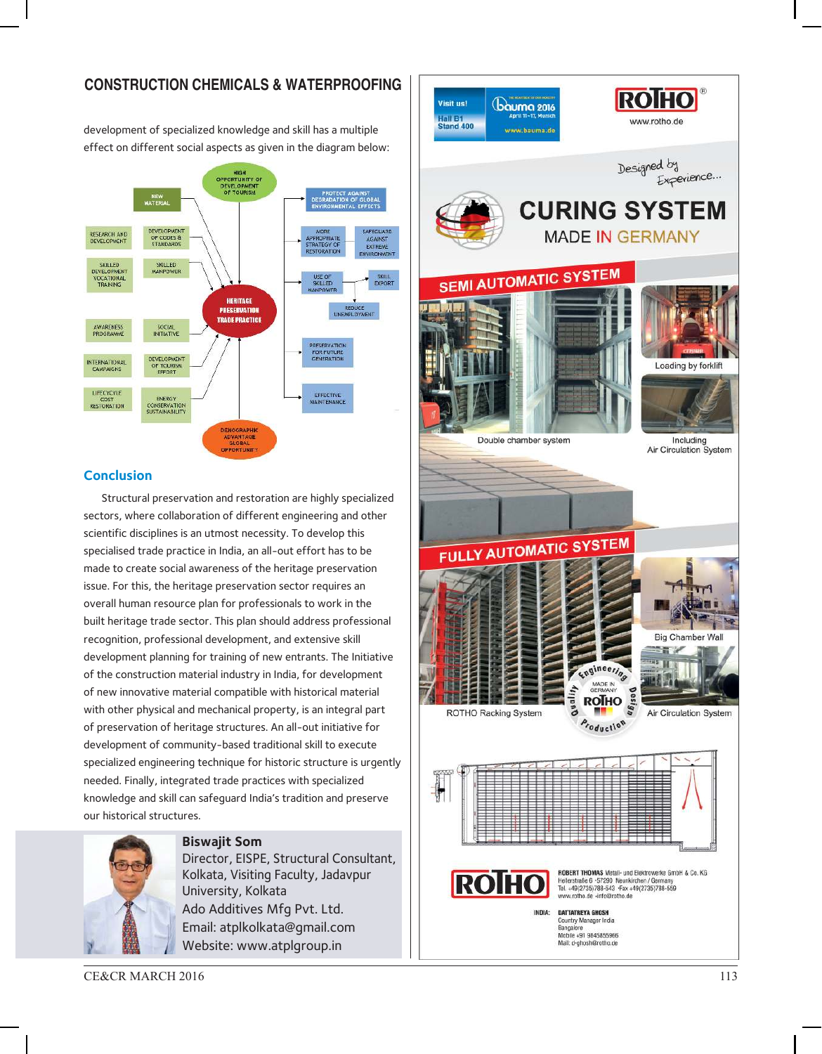development of specialized knowledge and skill has a multiple effect on different social aspects as given in the diagram below:

HIGH OPPORTUNITY OF DEVELOPMENT OF TOURISM

NEW MATERIAL

RESEARCH AND DEVELOPMENT

DEVELOPMENT OF CODES & STANDARDS

SKILLED DEVELOPMENT VOCATIONAL TRAINING

SKILLED MANPOWER

HERITAGE PRESERVATION TRADE PRACTICE

AWARENESS PROGRAMME

SOCIAL INITIATIVE

INTERNATIONAL CAMPAIGNS

DEVELOPMENT OF TOURISM EFFORT

LIFECYCLE COST RESTORATION

ENERGY CONSERVATION SUSTAINABILITY

DEMOGRAPHIC ADVANTAGE GLOBAL OPPORTUNITY

PROTECT AGAINST DEGRADATION OF GLOBAL ENVIRONMENTAL EFFECTS

MORE APPROPRIATE STRATEGY OF RESTORATION

SAFEGUARD AGAINST EXTREME ENVIRONMENT

USE OF SKILLED MANPOWER

SKILL EXPORT

REDUCE UNEMPLOYMENT

PRESERVATION FOR FUTURE GENERATION

EFFECTIVE MAINTENANCE

## Conclusion

Structural preservation and restoration are highly specialized sectors, where collaboration of different engineering and other scientific disciplines is an utmost necessity. To develop this specialised trade practice in India, an all-out effort has to be made to create social awareness of the heritage preservation issue. For this, the heritage preservation sector requires an overall human resource plan for professionals to work in the built heritage trade sector. This plan should address professional recognition, professional development, and extensive skill development planning for training of new entrants. The Initiative of the construction material industry in India, for development of new innovative material compatible with historical material with other physical and mechanical property, is an integral part of preservation of heritage structures. An all-out initiative for development of community-based traditional skill to execute specialized engineering technique for historic structure is urgently needed. Finally, integrated trade practices with specialized knowledge and skill can safeguard India's tradition and preserve our historical structures.

**Biswajit Som**
Director, EISPE, Structural Consultant, Kolkata, Visiting Faculty, Jadavpur University, Kolkata
Ado Additives Mfg Pvt. Ltd.
Email: atplkolkata@gmail.com
Website: www.atplgroup.in

Visit us! Hall B1 Stand 400 | bauma 2016 April 11–17, Munich www.bauma.de

ROTHO® www.rotho.de

Designed by Experience...

CURING SYSTEM
MADE IN GERMANY

SEMI AUTOMATIC SYSTEM

Double chamber system

Loading by forklift

Including Air Circulation System

FULLY AUTOMATIC SYSTEM

ROTHO Racking System

Big Chamber Wall

Air Circulation System

Engineering · Design · Production · Quality — MADE IN GERMANY ROTHO

ROTHO

ROBERT THOMAS Metall- und Elektrowerke GmbH & Co. KG
Hellerstraße 6 · 57290 Neunkirchen / Germany
Tel. +49(2735)788-543 · Fax +49(2735)788-559
www.rotho.de · info@rotho.de

INDIA: DATTATREYA GHOSH
Country Manager India
Bangalore
Mobile +91 9845855966
Mail: d-ghosh@rotho.de